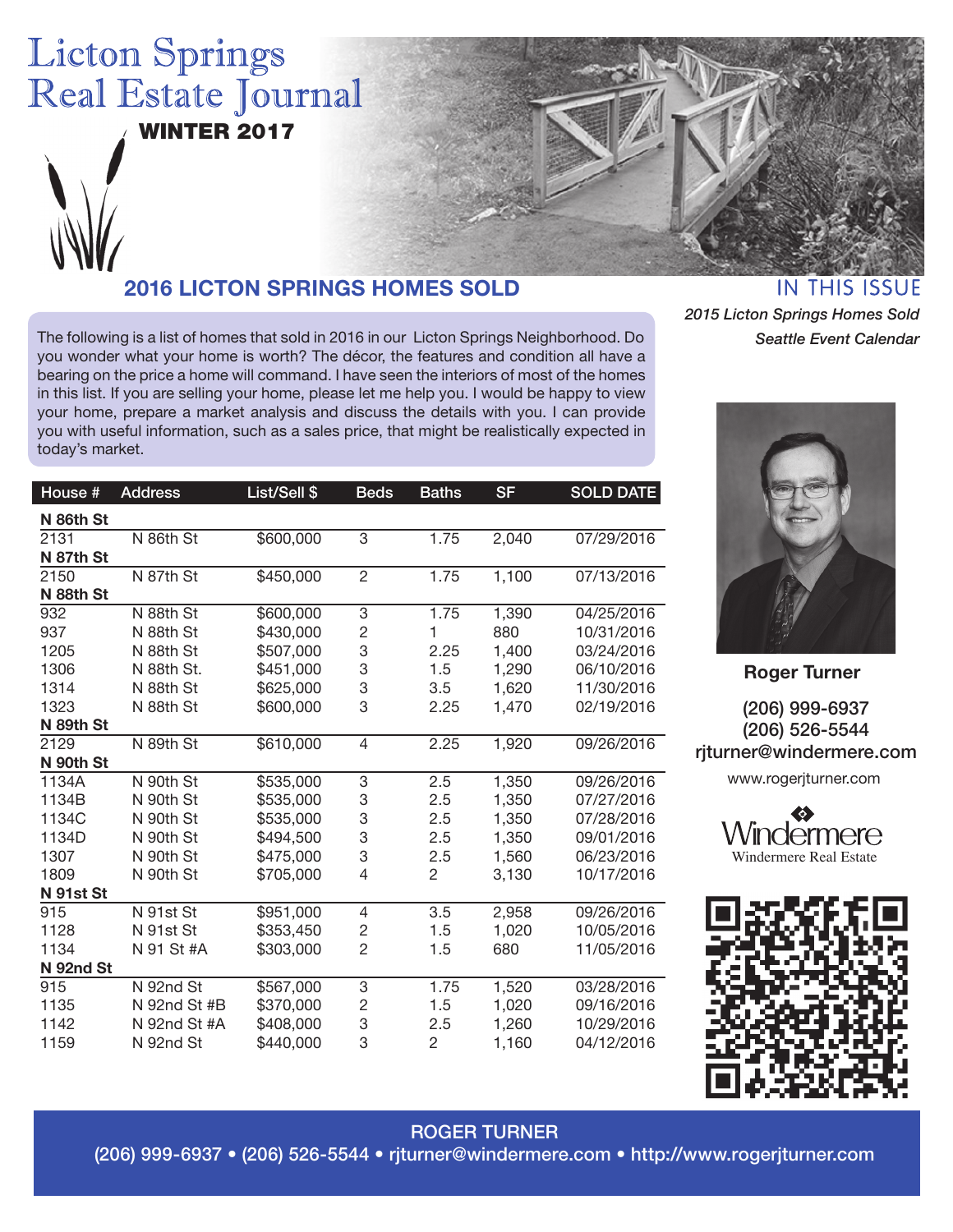# Licton Springs Real Estate Journal

**WINTER 2017**

## 2016 LICTON SPRINGS HOMES SOLD

The following is a list of homes that sold in 2016 in our Licton Springs Neighborhood. Do you wonder what your home is worth? The décor, the features and condition all have a bearing on the price a home will command. I have seen the interiors of most of the homes in this list. If you are selling your home, please let me help you. I would be happy to view your home, prepare a market analysis and discuss the details with you. I can provide you with useful information, such as a sales price, that might be realistically expected in today's market.

| House # | Address | List/Sell $ | Beds | Baths | SF | SOLD DATE |
|---|---|---|---|---|---|---|
| **N 86th St** | | | | | | |
| 2131 | N 86th St | $600,000 | 3 | 1.75 | 2,040 | 07/29/2016 |
| **N 87th St** | | | | | | |
| 2150 | N 87th St | $450,000 | 2 | 1.75 | 1,100 | 07/13/2016 |
| **N 88th St** | | | | | | |
| 932 | N 88th St | $600,000 | 3 | 1.75 | 1,390 | 04/25/2016 |
| 937 | N 88th St | $430,000 | 2 | 1 | 880 | 10/31/2016 |
| 1205 | N 88th St | $507,000 | 3 | 2.25 | 1,400 | 03/24/2016 |
| 1306 | N 88th St. | $451,000 | 3 | 1.5 | 1,290 | 06/10/2016 |
| 1314 | N 88th St | $625,000 | 3 | 3.5 | 1,620 | 11/30/2016 |
| 1323 | N 88th St | $600,000 | 3 | 2.25 | 1,470 | 02/19/2016 |
| **N 89th St** | | | | | | |
| 2129 | N 89th St | $610,000 | 4 | 2.25 | 1,920 | 09/26/2016 |
| **N 90th St** | | | | | | |
| 1134A | N 90th St | $535,000 | 3 | 2.5 | 1,350 | 09/26/2016 |
| 1134B | N 90th St | $535,000 | 3 | 2.5 | 1,350 | 07/27/2016 |
| 1134C | N 90th St | $535,000 | 3 | 2.5 | 1,350 | 07/28/2016 |
| 1134D | N 90th St | $494,500 | 3 | 2.5 | 1,350 | 09/01/2016 |
| 1307 | N 90th St | $475,000 | 3 | 2.5 | 1,560 | 06/23/2016 |
| 1809 | N 90th St | $705,000 | 4 | 2 | 3,130 | 10/17/2016 |
| **N 91st St** | | | | | | |
| 915 | N 91st St | $951,000 | 4 | 3.5 | 2,958 | 09/26/2016 |
| 1128 | N 91st St | $353,450 | 2 | 1.5 | 1,020 | 10/05/2016 |
| 1134 | N 91 St #A | $303,000 | 2 | 1.5 | 680 | 11/05/2016 |
| **N 92nd St** | | | | | | |
| 915 | N 92nd St | $567,000 | 3 | 1.75 | 1,520 | 03/28/2016 |
| 1135 | N 92nd St #B | $370,000 | 2 | 1.5 | 1,020 | 09/16/2016 |
| 1142 | N 92nd St #A | $408,000 | 3 | 2.5 | 1,260 | 10/29/2016 |
| 1159 | N 92nd St | $440,000 | 3 | 2 | 1,160 | 04/12/2016 |

### IN THIS ISSUE

*2015 Licton Springs Homes Sold*

*Seattle Event Calendar*

**Roger Turner**

(206) 999-6937
(206) 526-5544
rjturner@windermere.com
www.rogerjturner.com

Windermere Real Estate

**ROGER TURNER**

(206) 999-6937 • (206) 526-5544 • rjturner@windermere.com • http://www.rogerjturner.com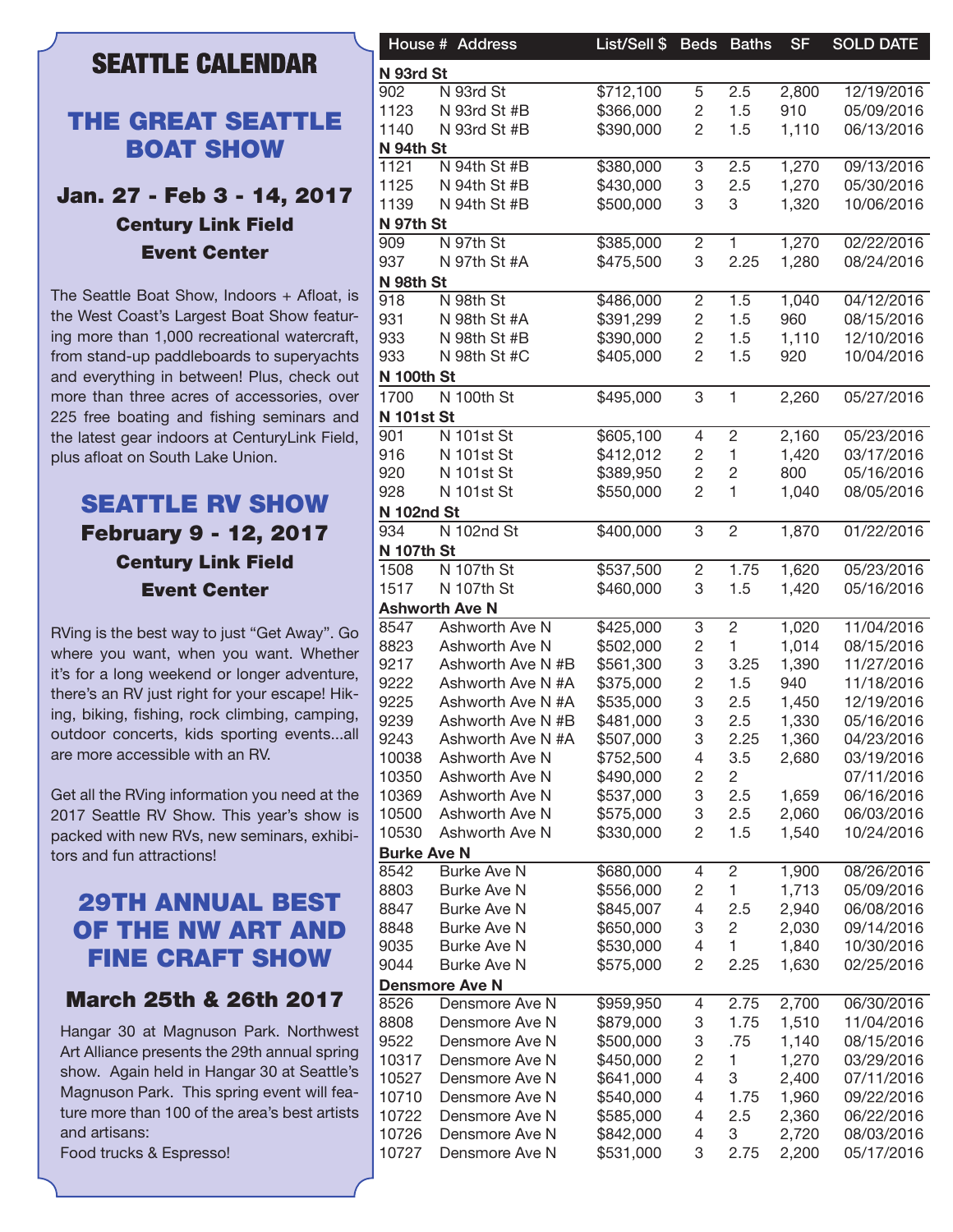# SEATTLE CALENDAR

## THE GREAT SEATTLE BOAT SHOW

### Jan. 27 - Feb 3 - 14, 2017

**Century Link Field**
**Event Center**

The Seattle Boat Show, Indoors + Afloat, is the West Coast's Largest Boat Show featuring more than 1,000 recreational watercraft, from stand-up paddleboards to superyachts and everything in between! Plus, check out more than three acres of accessories, over 225 free boating and fishing seminars and the latest gear indoors at CenturyLink Field, plus afloat on South Lake Union.

## SEATTLE RV SHOW

### February 9 - 12, 2017

**Century Link Field**
**Event Center**

RVing is the best way to just "Get Away". Go where you want, when you want. Whether it's for a long weekend or longer adventure, there's an RV just right for your escape! Hiking, biking, fishing, rock climbing, camping, outdoor concerts, kids sporting events...all are more accessible with an RV.

Get all the RVing information you need at the 2017 Seattle RV Show. This year's show is packed with new RVs, new seminars, exhibitors and fun attractions!

## 29TH ANNUAL BEST OF THE NW ART AND FINE CRAFT SHOW

### March 25th & 26th 2017

Hangar 30 at Magnuson Park. Northwest Art Alliance presents the 29th annual spring show. Again held in Hangar 30 at Seattle's Magnuson Park. This spring event will feature more than 100 of the area's best artists and artisans:
Food trucks & Espresso!

| House # | Address | List/Sell $ | Beds | Baths | SF | SOLD DATE |
|---|---|---|---|---|---|---|
| **N 93rd St** | | | | | | |
| 902 | N 93rd St | $712,100 | 5 | 2.5 | 2,800 | 12/19/2016 |
| 1123 | N 93rd St #B | $366,000 | 2 | 1.5 | 910 | 05/09/2016 |
| 1140 | N 93rd St #B | $390,000 | 2 | 1.5 | 1,110 | 06/13/2016 |
| **N 94th St** | | | | | | |
| 1121 | N 94th St #B | $380,000 | 3 | 2.5 | 1,270 | 09/13/2016 |
| 1125 | N 94th St #B | $430,000 | 3 | 2.5 | 1,270 | 05/30/2016 |
| 1139 | N 94th St #B | $500,000 | 3 | 3 | 1,320 | 10/06/2016 |
| **N 97th St** | | | | | | |
| 909 | N 97th St | $385,000 | 2 | 1 | 1,270 | 02/22/2016 |
| 937 | N 97th St #A | $475,500 | 3 | 2.25 | 1,280 | 08/24/2016 |
| **N 98th St** | | | | | | |
| 918 | N 98th St | $486,000 | 2 | 1.5 | 1,040 | 04/12/2016 |
| 931 | N 98th St #A | $391,299 | 2 | 1.5 | 960 | 08/15/2016 |
| 933 | N 98th St #B | $390,000 | 2 | 1.5 | 1,110 | 12/10/2016 |
| 933 | N 98th St #C | $405,000 | 2 | 1.5 | 920 | 10/04/2016 |
| **N 100th St** | | | | | | |
| 1700 | N 100th St | $495,000 | 3 | 1 | 2,260 | 05/27/2016 |
| **N 101st St** | | | | | | |
| 901 | N 101st St | $605,100 | 4 | 2 | 2,160 | 05/23/2016 |
| 916 | N 101st St | $412,012 | 2 | 1 | 1,420 | 03/17/2016 |
| 920 | N 101st St | $389,950 | 2 | 2 | 800 | 05/16/2016 |
| 928 | N 101st St | $550,000 | 2 | 1 | 1,040 | 08/05/2016 |
| **N 102nd St** | | | | | | |
| 934 | N 102nd St | $400,000 | 3 | 2 | 1,870 | 01/22/2016 |
| **N 107th St** | | | | | | |
| 1508 | N 107th St | $537,500 | 2 | 1.75 | 1,620 | 05/23/2016 |
| 1517 | N 107th St | $460,000 | 3 | 1.5 | 1,420 | 05/16/2016 |
| **Ashworth Ave N** | | | | | | |
| 8547 | Ashworth Ave N | $425,000 | 3 | 2 | 1,020 | 11/04/2016 |
| 8823 | Ashworth Ave N | $502,000 | 2 | 1 | 1,014 | 08/15/2016 |
| 9217 | Ashworth Ave N #B | $561,300 | 3 | 3.25 | 1,390 | 11/27/2016 |
| 9222 | Ashworth Ave N #A | $375,000 | 2 | 1.5 | 940 | 11/18/2016 |
| 9225 | Ashworth Ave N #A | $535,000 | 3 | 2.5 | 1,450 | 12/19/2016 |
| 9239 | Ashworth Ave N #B | $481,000 | 3 | 2.5 | 1,330 | 05/16/2016 |
| 9243 | Ashworth Ave N #A | $507,000 | 3 | 2.25 | 1,360 | 04/23/2016 |
| 10038 | Ashworth Ave N | $752,500 | 4 | 3.5 | 2,680 | 03/19/2016 |
| 10350 | Ashworth Ave N | $490,000 | 2 | 2 | | 07/11/2016 |
| 10369 | Ashworth Ave N | $537,000 | 3 | 2.5 | 1,659 | 06/16/2016 |
| 10500 | Ashworth Ave N | $575,000 | 3 | 2.5 | 2,060 | 06/03/2016 |
| 10530 | Ashworth Ave N | $330,000 | 2 | 1.5 | 1,540 | 10/24/2016 |
| **Burke Ave N** | | | | | | |
| 8542 | Burke Ave N | $680,000 | 4 | 2 | 1,900 | 08/26/2016 |
| 8803 | Burke Ave N | $556,000 | 2 | 1 | 1,713 | 05/09/2016 |
| 8847 | Burke Ave N | $845,007 | 4 | 2.5 | 2,940 | 06/08/2016 |
| 8848 | Burke Ave N | $650,000 | 3 | 2 | 2,030 | 09/14/2016 |
| 9035 | Burke Ave N | $530,000 | 4 | 1 | 1,840 | 10/30/2016 |
| 9044 | Burke Ave N | $575,000 | 2 | 2.25 | 1,630 | 02/25/2016 |
| **Densmore Ave N** | | | | | | |
| 8526 | Densmore Ave N | $959,950 | 4 | 2.75 | 2,700 | 06/30/2016 |
| 8808 | Densmore Ave N | $879,000 | 3 | 1.75 | 1,510 | 11/04/2016 |
| 9522 | Densmore Ave N | $500,000 | 3 | .75 | 1,140 | 08/15/2016 |
| 10317 | Densmore Ave N | $450,000 | 2 | 1 | 1,270 | 03/29/2016 |
| 10527 | Densmore Ave N | $641,000 | 4 | 3 | 2,400 | 07/11/2016 |
| 10710 | Densmore Ave N | $540,000 | 4 | 1.75 | 1,960 | 09/22/2016 |
| 10722 | Densmore Ave N | $585,000 | 4 | 2.5 | 2,360 | 06/22/2016 |
| 10726 | Densmore Ave N | $842,000 | 4 | 3 | 2,720 | 08/03/2016 |
| 10727 | Densmore Ave N | $531,000 | 3 | 2.75 | 2,200 | 05/17/2016 |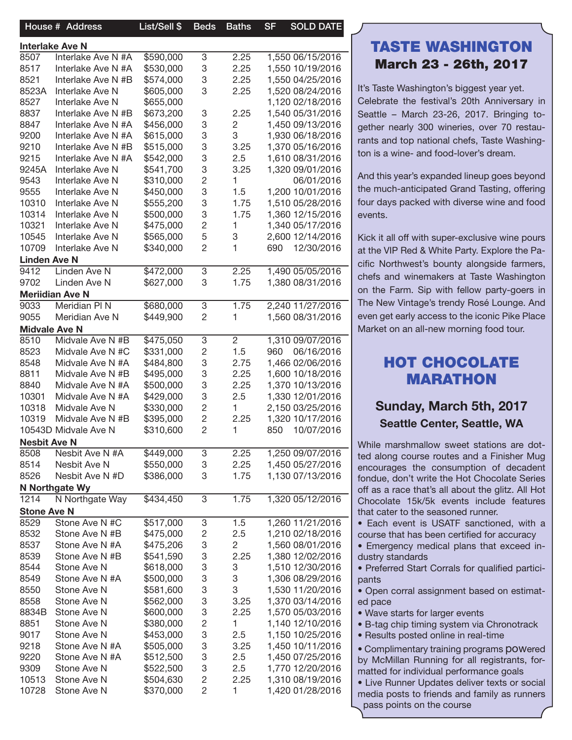| House # | Address | List/Sell $ | Beds | Baths | SF | SOLD DATE |
|---|---|---|---|---|---|---|
| **Interlake Ave N** | | | | | | |
| 8507 | Interlake Ave N #A | $590,000 | 3 | 2.25 | 1,550 | 06/15/2016 |
| 8517 | Interlake Ave N #A | $530,000 | 3 | 2.25 | 1,550 | 10/19/2016 |
| 8521 | Interlake Ave N #B | $574,000 | 3 | 2.25 | 1,550 | 04/25/2016 |
| 8523A | Interlake Ave N | $605,000 | 3 | 2.25 | 1,520 | 08/24/2016 |
| 8527 | Interlake Ave N | $655,000 | | | 1,120 | 02/18/2016 |
| 8837 | Interlake Ave N #B | $673,200 | 3 | 2.25 | 1,540 | 05/31/2016 |
| 8847 | Interlake Ave N #A | $456,000 | 3 | 2 | 1,450 | 09/13/2016 |
| 9200 | Interlake Ave N #A | $615,000 | 3 | 3 | 1,930 | 06/18/2016 |
| 9210 | Interlake Ave N #B | $515,000 | 3 | 3.25 | 1,370 | 05/16/2016 |
| 9215 | Interlake Ave N #A | $542,000 | 3 | 2.5 | 1,610 | 08/31/2016 |
| 9245A | Interlake Ave N | $541,700 | 3 | 3.25 | 1,320 | 09/01/2016 |
| 9543 | Interlake Ave N | $310,000 | 2 | 1 | | 06/01/2016 |
| 9555 | Interlake Ave N | $450,000 | 3 | 1.5 | 1,200 | 10/01/2016 |
| 10310 | Interlake Ave N | $555,200 | 3 | 1.75 | 1,510 | 05/28/2016 |
| 10314 | Interlake Ave N | $500,000 | 3 | 1.75 | 1,360 | 12/15/2016 |
| 10321 | Interlake Ave N | $475,000 | 2 | 1 | 1,340 | 05/17/2016 |
| 10545 | Interlake Ave N | $565,000 | 5 | 3 | 2,600 | 12/14/2016 |
| 10709 | Interlake Ave N | $340,000 | 2 | 1 | 690 | 12/30/2016 |
| **Linden Ave N** | | | | | | |
| 9412 | Linden Ave N | $472,000 | 3 | 2.25 | 1,490 | 05/05/2016 |
| 9702 | Linden Ave N | $627,000 | 3 | 1.75 | 1,380 | 08/31/2016 |
| **Meriidian Ave N** | | | | | | |
| 9033 | Meridian Pl N | $680,000 | 3 | 1.75 | 2,240 | 11/27/2016 |
| 9055 | Meridian Ave N | $449,900 | 2 | 1 | 1,560 | 08/31/2016 |
| **Midvale Ave N** | | | | | | |
| 8510 | Midvale Ave N #B | $475,050 | 3 | 2 | 1,310 | 09/07/2016 |
| 8523 | Midvale Ave N #C | $331,000 | 2 | 1.5 | 960 | 06/16/2016 |
| 8548 | Midvale Ave N #A | $484,800 | 3 | 2.75 | 1,466 | 02/06/2016 |
| 8811 | Midvale Ave N #B | $495,000 | 3 | 2.25 | 1,600 | 10/18/2016 |
| 8840 | Midvale Ave N #A | $500,000 | 3 | 2.25 | 1,370 | 10/13/2016 |
| 10301 | Midvale Ave N #A | $429,000 | 3 | 2.5 | 1,330 | 12/01/2016 |
| 10318 | Midvale Ave N | $330,000 | 2 | 1 | 2,150 | 03/25/2016 |
| 10319 | Midvale Ave N #B | $395,000 | 2 | 2.25 | 1,320 | 10/17/2016 |
| 10543D | Midvale Ave N | $310,600 | 2 | 1 | 850 | 10/07/2016 |
| **Nesbit Ave N** | | | | | | |
| 8508 | Nesbit Ave N #A | $449,000 | 3 | 2.25 | 1,250 | 09/07/2016 |
| 8514 | Nesbit Ave N | $550,000 | 3 | 2.25 | 1,450 | 05/27/2016 |
| 8526 | Nesbit Ave N #D | $386,000 | 3 | 1.75 | 1,130 | 07/13/2016 |
| **N Northgate Wy** | | | | | | |
| 1214 | N Northgate Way | $434,450 | 3 | 1.75 | 1,320 | 05/12/2016 |
| **Stone Ave N** | | | | | | |
| 8529 | Stone Ave N #C | $517,000 | 3 | 1.5 | 1,260 | 11/21/2016 |
| 8532 | Stone Ave N #B | $475,000 | 2 | 2.5 | 1,210 | 02/18/2016 |
| 8537 | Stone Ave N #A | $475,206 | 3 | 2 | 1,560 | 08/01/2016 |
| 8539 | Stone Ave N #B | $541,590 | 3 | 2.25 | 1,380 | 12/02/2016 |
| 8544 | Stone Ave N | $618,000 | 3 | 3 | 1,510 | 12/30/2016 |
| 8549 | Stone Ave N #A | $500,000 | 3 | 3 | 1,306 | 08/29/2016 |
| 8550 | Stone Ave N | $581,600 | 3 | 3 | 1,530 | 11/20/2016 |
| 8558 | Stone Ave N | $562,000 | 3 | 3.25 | 1,370 | 03/14/2016 |
| 8834B | Stone Ave N | $600,000 | 3 | 2.25 | 1,570 | 05/03/2016 |
| 8851 | Stone Ave N | $380,000 | 2 | 1 | 1,140 | 12/10/2016 |
| 9017 | Stone Ave N | $453,000 | 3 | 2.5 | 1,150 | 10/25/2016 |
| 9218 | Stone Ave N #A | $505,000 | 3 | 3.25 | 1,450 | 10/11/2016 |
| 9220 | Stone Ave N #A | $512,500 | 3 | 2.5 | 1,450 | 07/25/2016 |
| 9309 | Stone Ave N | $522,500 | 3 | 2.5 | 1,770 | 12/20/2016 |
| 10513 | Stone Ave N | $504,630 | 2 | 2.25 | 1,310 | 08/19/2016 |
| 10728 | Stone Ave N | $370,000 | 2 | 1 | 1,420 | 01/28/2016 |

## TASTE WASHINGTON

### March 23 - 26th, 2017

It's Taste Washington's biggest year yet. Celebrate the festival's 20th Anniversary in Seattle – March 23-26, 2017. Bringing together nearly 300 wineries, over 70 restaurants and top national chefs, Taste Washington is a wine- and food-lover's dream.

And this year's expanded lineup goes beyond the much-anticipated Grand Tasting, offering four days packed with diverse wine and food events.

Kick it all off with super-exclusive wine pours at the VIP Red & White Party. Explore the Pacific Northwest's bounty alongside farmers, chefs and winemakers at Taste Washington on the Farm. Sip with fellow party-goers in The New Vintage's trendy Rosé Lounge. And even get early access to the iconic Pike Place Market on an all-new morning food tour.

## HOT CHOCOLATE MARATHON

### Sunday, March 5th, 2017

**Seattle Center, Seattle, WA**

While marshmallow sweet stations are dotted along course routes and a Finisher Mug encourages the consumption of decadent fondue, don't write the Hot Chocolate Series off as a race that's all about the glitz. All Hot Chocolate 15k/5k events include features that cater to the seasoned runner.

- Each event is USATF sanctioned, with a course that has been certified for accuracy
- Emergency medical plans that exceed industry standards
- Preferred Start Corrals for qualified participants
- Open corral assignment based on estimated pace
- Wave starts for larger events
- B-tag chip timing system via Chronotrack
- Results posted online in real-time
- Complimentary training programs powered by McMillan Running for all registrants, formatted for individual performance goals
- Live Runner Updates deliver texts or social media posts to friends and family as runners pass points on the course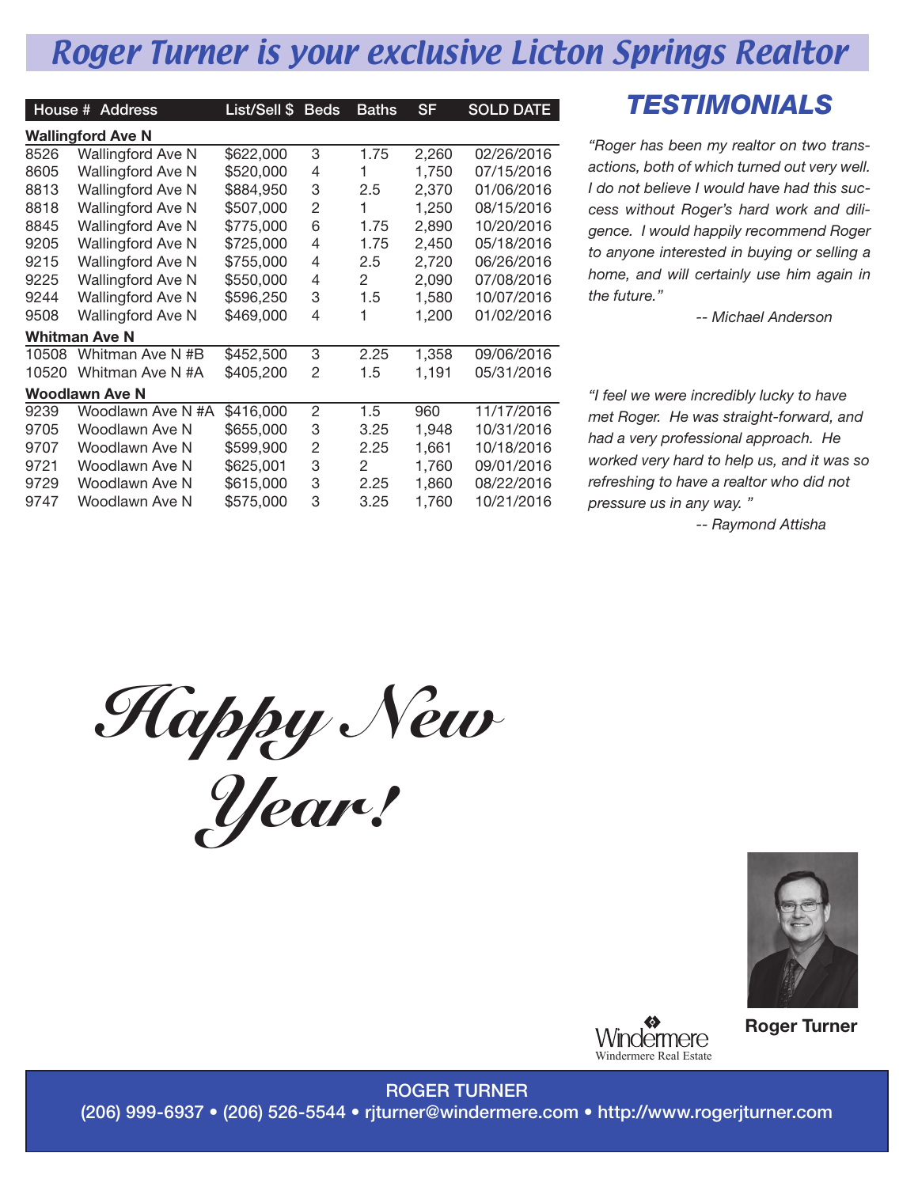# Roger Turner is your exclusive Licton Springs Realtor

| House # | Address | List/Sell $ | Beds | Baths | SF | SOLD DATE |
|---|---|---|---|---|---|---|
| **Wallingford Ave N** | | | | | | |
| 8526 | Wallingford Ave N | $622,000 | 3 | 1.75 | 2,260 | 02/26/2016 |
| 8605 | Wallingford Ave N | $520,000 | 4 | 1 | 1,750 | 07/15/2016 |
| 8813 | Wallingford Ave N | $884,950 | 3 | 2.5 | 2,370 | 01/06/2016 |
| 8818 | Wallingford Ave N | $507,000 | 2 | 1 | 1,250 | 08/15/2016 |
| 8845 | Wallingford Ave N | $775,000 | 6 | 1.75 | 2,890 | 10/20/2016 |
| 9205 | Wallingford Ave N | $725,000 | 4 | 1.75 | 2,450 | 05/18/2016 |
| 9215 | Wallingford Ave N | $755,000 | 4 | 2.5 | 2,720 | 06/26/2016 |
| 9225 | Wallingford Ave N | $550,000 | 4 | 2 | 2,090 | 07/08/2016 |
| 9244 | Wallingford Ave N | $596,250 | 3 | 1.5 | 1,580 | 10/07/2016 |
| 9508 | Wallingford Ave N | $469,000 | 4 | 1 | 1,200 | 01/02/2016 |
| **Whitman Ave N** | | | | | | |
| 10508 | Whitman Ave N #B | $452,500 | 3 | 2.25 | 1,358 | 09/06/2016 |
| 10520 | Whitman Ave N #A | $405,200 | 2 | 1.5 | 1,191 | 05/31/2016 |
| **Woodlawn Ave N** | | | | | | |
| 9239 | Woodlawn Ave N #A | $416,000 | 2 | 1.5 | 960 | 11/17/2016 |
| 9705 | Woodlawn Ave N | $655,000 | 3 | 3.25 | 1,948 | 10/31/2016 |
| 9707 | Woodlawn Ave N | $599,900 | 2 | 2.25 | 1,661 | 10/18/2016 |
| 9721 | Woodlawn Ave N | $625,001 | 3 | 2 | 1,760 | 09/01/2016 |
| 9729 | Woodlawn Ave N | $615,000 | 3 | 2.25 | 1,860 | 08/22/2016 |
| 9747 | Woodlawn Ave N | $575,000 | 3 | 3.25 | 1,760 | 10/21/2016 |

## TESTIMONIALS

*"Roger has been my realtor on two transactions, both of which turned out very well. I do not believe I would have had this success without Roger's hard work and diligence. I would happily recommend Roger to anyone interested in buying or selling a home, and will certainly use him again in the future."*

*-- Michael Anderson*

*"I feel we were incredibly lucky to have met Roger. He was straight-forward, and had a very professional approach. He worked very hard to help us, and it was so refreshing to have a realtor who did not pressure us in any way."*

*-- Raymond Attisha*

*Happy New Year!*

Windermere
Windermere Real Estate

**Roger Turner**

**ROGER TURNER**
**(206) 999-6937 • (206) 526-5544 • rjturner@windermere.com • http://www.rogerjturner.com**